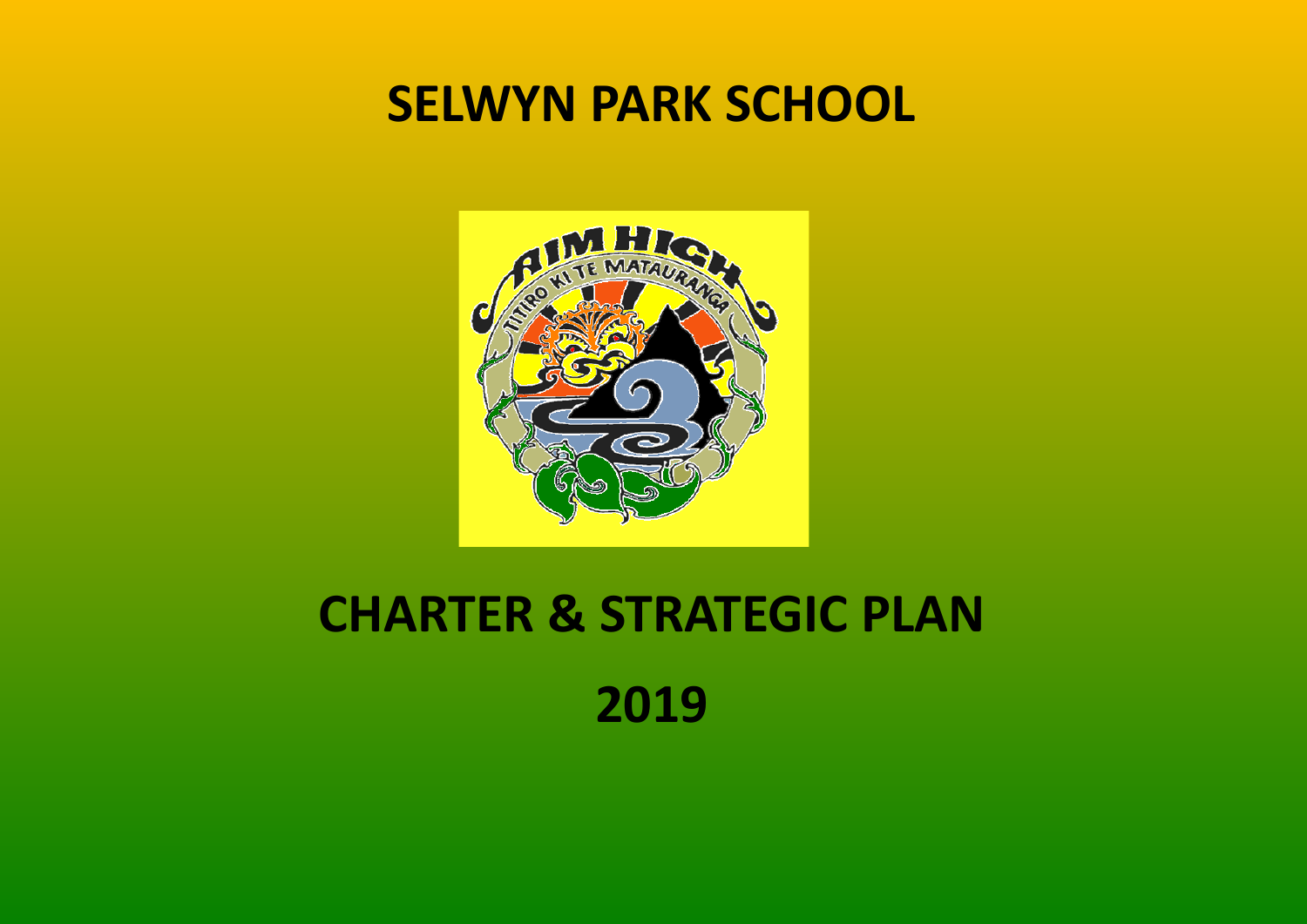# SELWYN PARK SCHOOL

# CHARTER & STRATEGIC PLAN

# 2019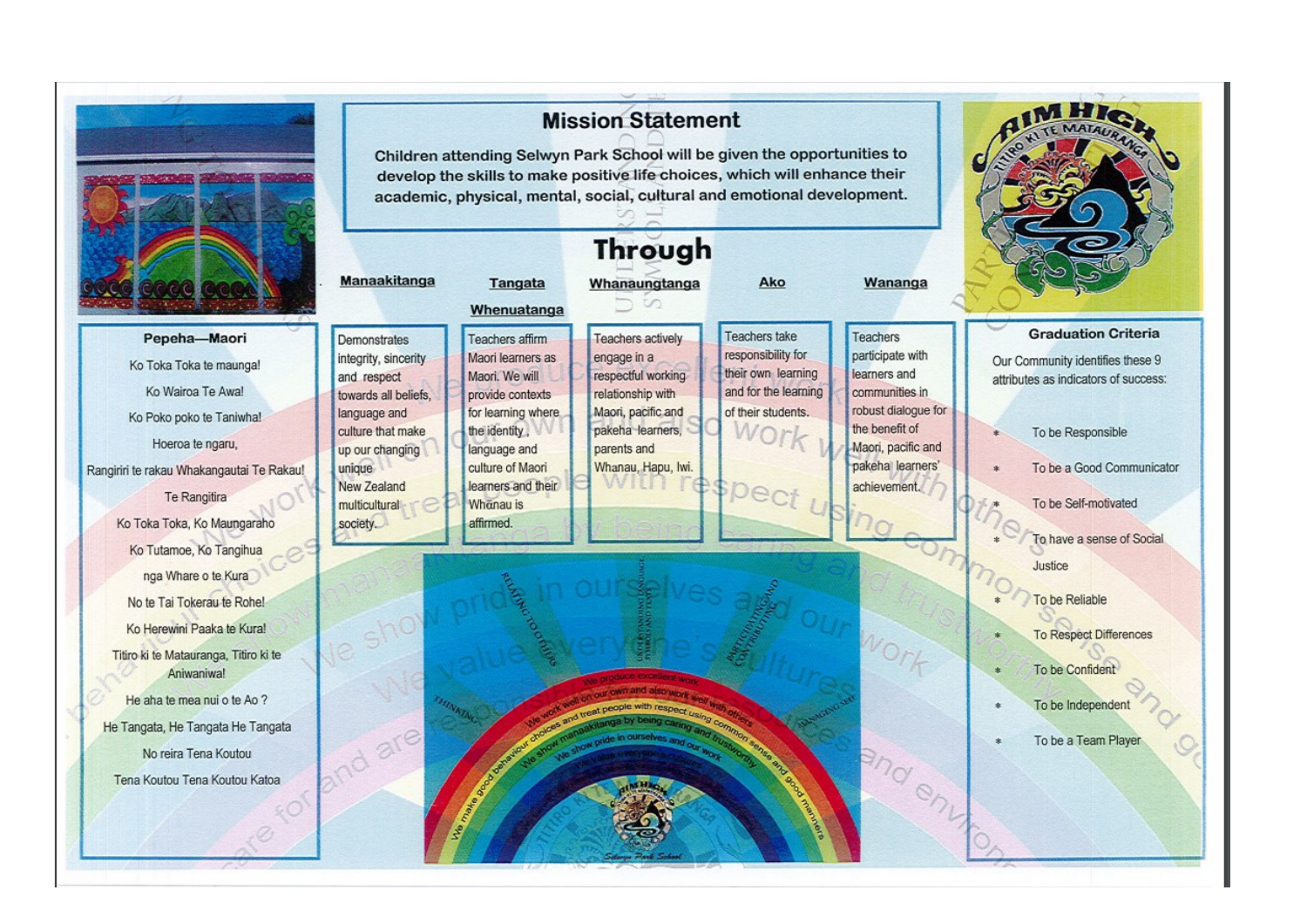## Mission Statement

Children attending Selwyn Park School will be given the opportunities to develop the skills to make positive life choices, which will enhance their academic, physical, mental, social, cultural and emotional development.

## Through

| Manaakitanga | Tangata Whenuatanga | Whanaungtanga | Ako | Wananga |
|---|---|---|---|---|
| Demonstrates integrity, sincerity and respect towards all beliefs, language and culture that make up our changing unique New Zealand multicultural society. | Teachers affirm Maori learners as Maori. We will provide contexts for learning where the identity, language and culture of Maori learners and their Whānau is affirmed. | Teachers actively engage in a respectful working relationship with Maori, pacific and pakeha learners, parents and Whanau, Hapu, Iwi. | Teachers take responsibility for their own learning and for the learning of their students. | Teachers participate with learners and communities in robust dialogue for the benefit of Maori, pacific and pakeha learners' achievement. |

### Pepeha—Maori

Ko Toka Toka te maunga!

Ko Wairoa Te Awa!

Ko Poko poko te Taniwha!

Hoeroa te ngaru,

Rangiriri te rakau Whakangautai Te Rakau!

Te Rangitira

Ko Toka Toka, Ko Maungaraho

Ko Tutamoe, Ko Tangihua

nga Whare o te Kura

No te Tai Tokerau te Rohe!

Ko Herewini Paaka te Kura!

Titiro ki te Matauranga, Titiro ki te Aniwaniwa!

He aha te mea nui o te Ao ?

He Tangata, He Tangata He Tangata

No reira Tena Koutou

Tena Koutou Tena Koutou Katoa

### Graduation Criteria

Our Community identifies these 9 attributes as indicators of success:

* To be Responsible
* To be a Good Communicator
* To be Self-motivated
* To have a sense of Social Justice
* To be Reliable
* To Respect Differences
* To be Confident
* To be Independent
* To be a Team Player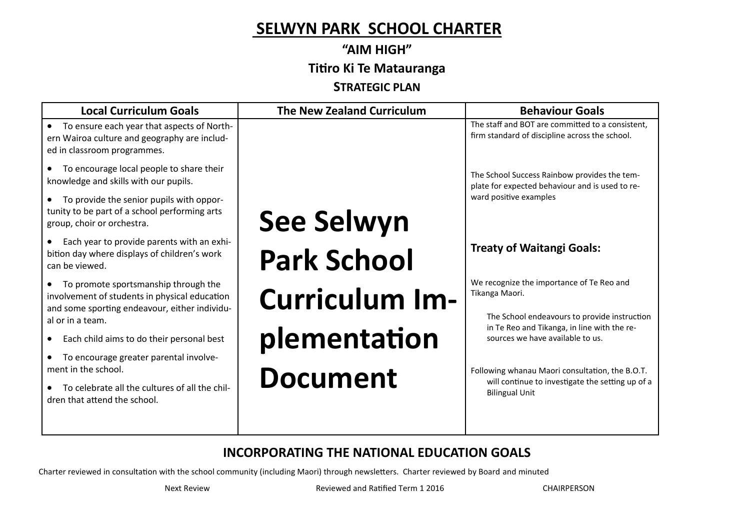# SELWYN PARK SCHOOL CHARTER

**"AIM HIGH"**

**Titiro Ki Te Matauranga**

**STRATEGIC PLAN**

| Local Curriculum Goals | The New Zealand Curriculum | Behaviour Goals |
|---|---|---|
| • To ensure each year that aspects of Northern Wairoa culture and geography are included in classroom programmes.<br>• To encourage local people to share their knowledge and skills with our pupils.<br>• To provide the senior pupils with opportunity to be part of a school performing arts group, choir or orchestra.<br>• Each year to provide parents with an exhibition day where displays of children's work can be viewed.<br>• To promote sportsmanship through the involvement of students in physical education and some sporting endeavour, either individual or in a team.<br>• Each child aims to do their personal best<br>• To encourage greater parental involvement in the school.<br>• To celebrate all the cultures of all the children that attend the school. | **See Selwyn Park School Curriculum Implementation Document** | The staff and BOT are committed to a consistent, firm standard of discipline across the school.<br><br>The School Success Rainbow provides the template for expected behaviour and is used to reward positive examples<br><br>**Treaty of Waitangi Goals:**<br><br>We recognize the importance of Te Reo and Tikanga Maori.<br><br>The School endeavours to provide instruction in Te Reo and Tikanga, in line with the resources we have available to us.<br><br>Following whanau Maori consultation, the B.O.T. will continue to investigate the setting up of a Bilingual Unit |

## INCORPORATING THE NATIONAL EDUCATION GOALS

Charter reviewed in consultation with the school community (including Maori) through newsletters. Charter reviewed by Board and minuted

Next Review Reviewed and Ratified Term 1 2016 CHAIRPERSON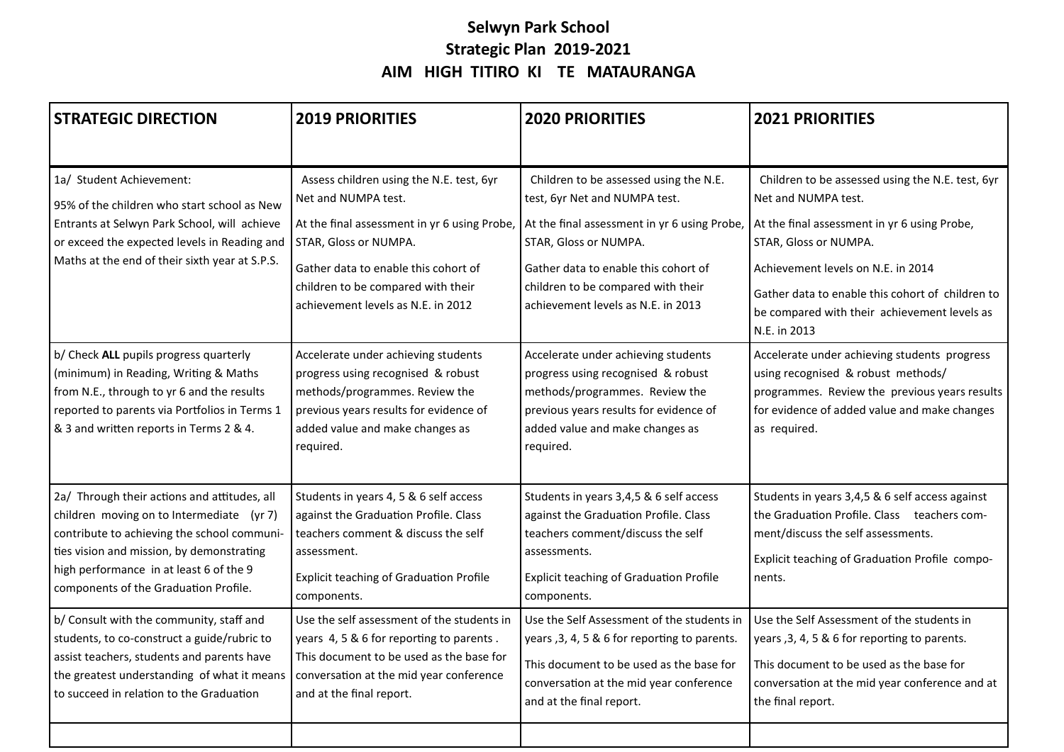**Selwyn Park School**
**Strategic Plan 2019-2021**
**AIM HIGH TITIRO KI TE MATAURANGA**

| STRATEGIC DIRECTION | 2019 PRIORITIES | 2020 PRIORITIES | 2021 PRIORITIES |
|---|---|---|---|
| 1a/ Student Achievement: 95% of the children who start school as New Entrants at Selwyn Park School, will achieve or exceed the expected levels in Reading and Maths at the end of their sixth year at S.P.S. | Assess children using the N.E. test, 6yr Net and NUMPA test. At the final assessment in yr 6 using Probe, STAR, Gloss or NUMPA. Gather data to enable this cohort of children to be compared with their achievement levels as N.E. in 2012 | Children to be assessed using the N.E. test, 6yr Net and NUMPA test. At the final assessment in yr 6 using Probe, STAR, Gloss or NUMPA. Gather data to enable this cohort of children to be compared with their achievement levels as N.E. in 2013 | Children to be assessed using the N.E. test, 6yr Net and NUMPA test. At the final assessment in yr 6 using Probe, STAR, Gloss or NUMPA. Achievement levels on N.E. in 2014 Gather data to enable this cohort of children to be compared with their achievement levels as N.E. in 2013 |
| b/ Check **ALL** pupils progress quarterly (minimum) in Reading, Writing & Maths from N.E., through to yr 6 and the results reported to parents via Portfolios in Terms 1 & 3 and written reports in Terms 2 & 4. | Accelerate under achieving students progress using recognised & robust methods/programmes. Review the previous years results for evidence of added value and make changes as required. | Accelerate under achieving students progress using recognised & robust methods/programmes. Review the previous years results for evidence of added value and make changes as required. | Accelerate under achieving students progress using recognised & robust methods/ programmes. Review the previous years results for evidence of added value and make changes as required. |
| 2a/ Through their actions and attitudes, all children moving on to Intermediate (yr 7) contribute to achieving the school communities vision and mission, by demonstrating high performance in at least 6 of the 9 components of the Graduation Profile. | Students in years 4, 5 & 6 self access against the Graduation Profile. Class teachers comment & discuss the self assessment. Explicit teaching of Graduation Profile components. | Students in years 3,4,5 & 6 self access against the Graduation Profile. Class teachers comment/discuss the self assessments. Explicit teaching of Graduation Profile components. | Students in years 3,4,5 & 6 self access against the Graduation Profile. Class teachers comment/discuss the self assessments. Explicit teaching of Graduation Profile components. |
| b/ Consult with the community, staff and students, to co-construct a guide/rubric to assist teachers, students and parents have the greatest understanding of what it means to succeed in relation to the Graduation | Use the self assessment of the students in years 4, 5 & 6 for reporting to parents . This document to be used as the base for conversation at the mid year conference and at the final report. | Use the Self Assessment of the students in years ,3, 4, 5 & 6 for reporting to parents. This document to be used as the base for conversation at the mid year conference and at the final report. | Use the Self Assessment of the students in years ,3, 4, 5 & 6 for reporting to parents. This document to be used as the base for conversation at the mid year conference and at the final report. |
| | | | |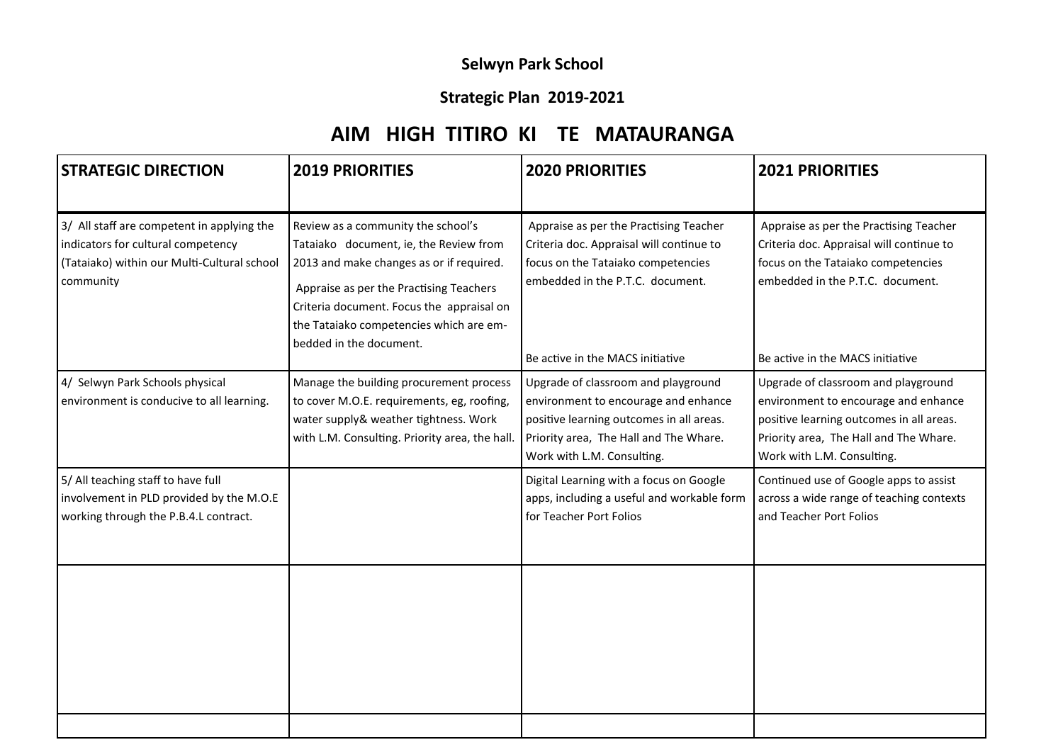**Selwyn Park School**

**Strategic Plan 2019-2021**

# AIM HIGH TITIRO KI TE MATAURANGA

| STRATEGIC DIRECTION | 2019 PRIORITIES | 2020 PRIORITIES | 2021 PRIORITIES |
|---|---|---|---|
| 3/ All staff are competent in applying the indicators for cultural competency (Tataiako) within our Multi-Cultural school community | Review as a community the school's Tataiako document, ie, the Review from 2013 and make changes as or if required. Appraise as per the Practising Teachers Criteria document. Focus the appraisal on the Tataiako competencies which are embedded in the document. | Appraise as per the Practising Teacher Criteria doc. Appraisal will continue to focus on the Tataiako competencies embedded in the P.T.C. document. Be active in the MACS initiative | Appraise as per the Practising Teacher Criteria doc. Appraisal will continue to focus on the Tataiako competencies embedded in the P.T.C. document. Be active in the MACS initiative |
| 4/ Selwyn Park Schools physical environment is conducive to all learning. | Manage the building procurement process to cover M.O.E. requirements, eg, roofing, water supply& weather tightness. Work with L.M. Consulting. Priority area, the hall. | Upgrade of classroom and playground environment to encourage and enhance positive learning outcomes in all areas. Priority area, The Hall and The Whare. Work with L.M. Consulting. | Upgrade of classroom and playground environment to encourage and enhance positive learning outcomes in all areas. Priority area, The Hall and The Whare. Work with L.M. Consulting. |
| 5/ All teaching staff to have full involvement in PLD provided by the M.O.E working through the P.B.4.L contract. | | Digital Learning with a focus on Google apps, including a useful and workable form for Teacher Port Folios | Continued use of Google apps to assist across a wide range of teaching contexts and Teacher Port Folios |
| | | | |
| | | | |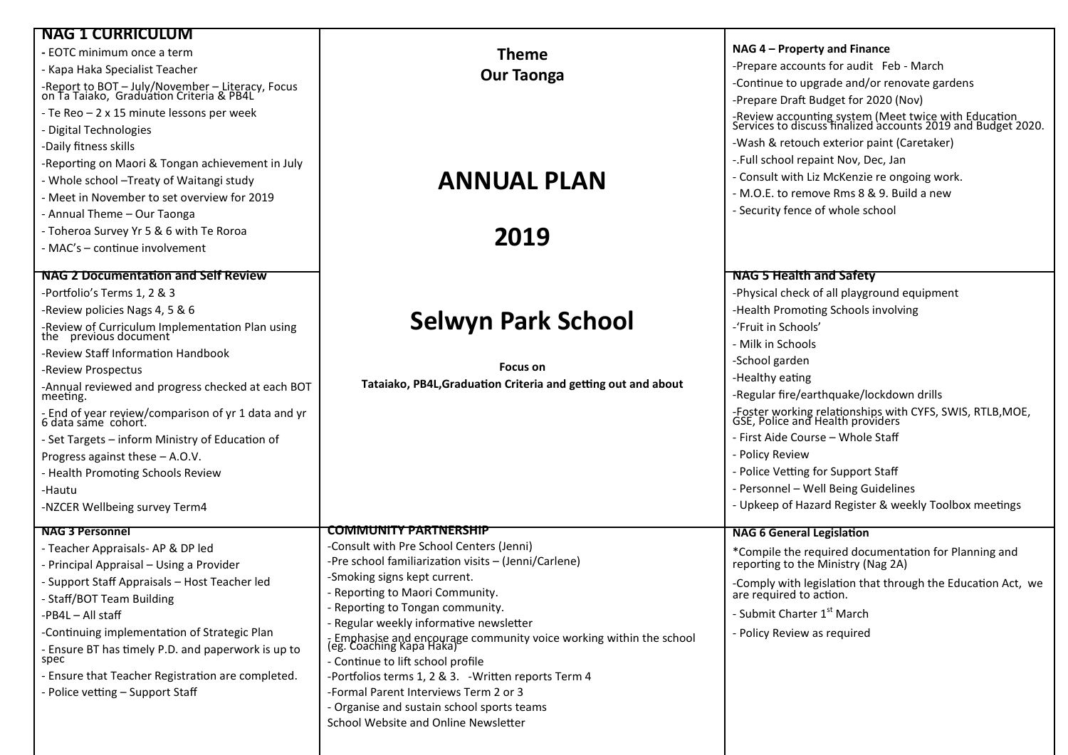# ANNUAL PLAN 2019

## Selwyn Park School

**Theme**
**Our Taonga**

**Focus on**
**Tataiako, PB4L,Graduation Criteria and getting out and about**

### NAG 1 CURRICULUM

- EOTC minimum once a term
- Kapa Haka Specialist Teacher
- Report to BOT – July/November – Literacy, Focus on Ta Taiako, Graduation Criteria & PB4L
- Te Reo – 2 x 15 minute lessons per week
- Digital Technologies
- Daily fitness skills
- Reporting on Maori & Tongan achievement in July
- Whole school –Treaty of Waitangi study
- Meet in November to set overview for 2019
- Annual Theme – Our Taonga
- Toheroa Survey Yr 5 & 6 with Te Roroa
- MAC's – continue involvement

### NAG 2 Documentation and Self Review

- Portfolio's Terms 1, 2 & 3
- Review policies Nags 4, 5 & 6
- Review of Curriculum Implementation Plan using the previous document
- Review Staff Information Handbook
- Review Prospectus
- Annual reviewed and progress checked at each BOT meeting.
- End of year review/comparison of yr 1 data and yr 6 data same cohort.
- Set Targets – inform Ministry of Education of Progress against these – A.O.V.
- Health Promoting Schools Review
- Hautu
- NZCER Wellbeing survey Term4

### NAG 3 Personnel

- Teacher Appraisals- AP & DP led
- Principal Appraisal – Using a Provider
- Support Staff Appraisals – Host Teacher led
- Staff/BOT Team Building
- PB4L – All staff
- Continuing implementation of Strategic Plan
- Ensure BT has timely P.D. and paperwork is up to spec
- Ensure that Teacher Registration are completed.
- Police vetting – Support Staff

### COMMUNITY PARTNERSHIP

- Consult with Pre School Centers (Jenni)
- Pre school familiarization visits – (Jenni/Carlene)
- Smoking signs kept current.
- Reporting to Maori Community.
- Reporting to Tongan community.
- Regular weekly informative newsletter
- Emphasise and encourage community voice working within the school (eg. Coaching Kapa Haka)
- Continue to lift school profile
- Portfolios terms 1, 2 & 3. -Written reports Term 4
- Formal Parent Interviews Term 2 or 3
- Organise and sustain school sports teams

School Website and Online Newsletter

### NAG 4 – Property and Finance

- Prepare accounts for audit Feb - March
- Continue to upgrade and/or renovate gardens
- Prepare Draft Budget for 2020 (Nov)
- Review accounting system (Meet twice with Education Services to discuss finalized accounts 2019 and Budget 2020.
- Wash & retouch exterior paint (Caretaker)
- .Full school repaint Nov, Dec, Jan
- Consult with Liz McKenzie re ongoing work.
- M.O.E. to remove Rms 8 & 9. Build a new
- Security fence of whole school

### NAG 5 Health and Safety

- Physical check of all playground equipment
- Health Promoting Schools involving
- 'Fruit in Schools'
- Milk in Schools
- School garden
- Healthy eating
- Regular fire/earthquake/lockdown drills
- Foster working relationships with CYFS, SWIS, RTLB,MOE, GSE, Police and Health providers
- First Aide Course – Whole Staff
- Policy Review
- Police Vetting for Support Staff
- Personnel – Well Being Guidelines
- Upkeep of Hazard Register & weekly Toolbox meetings

### NAG 6 General Legislation

*Compile the required documentation for Planning and reporting to the Ministry (Nag 2A)

- Comply with legislation that through the Education Act, we are required to action.
- Submit Charter 1st March
- Policy Review as required